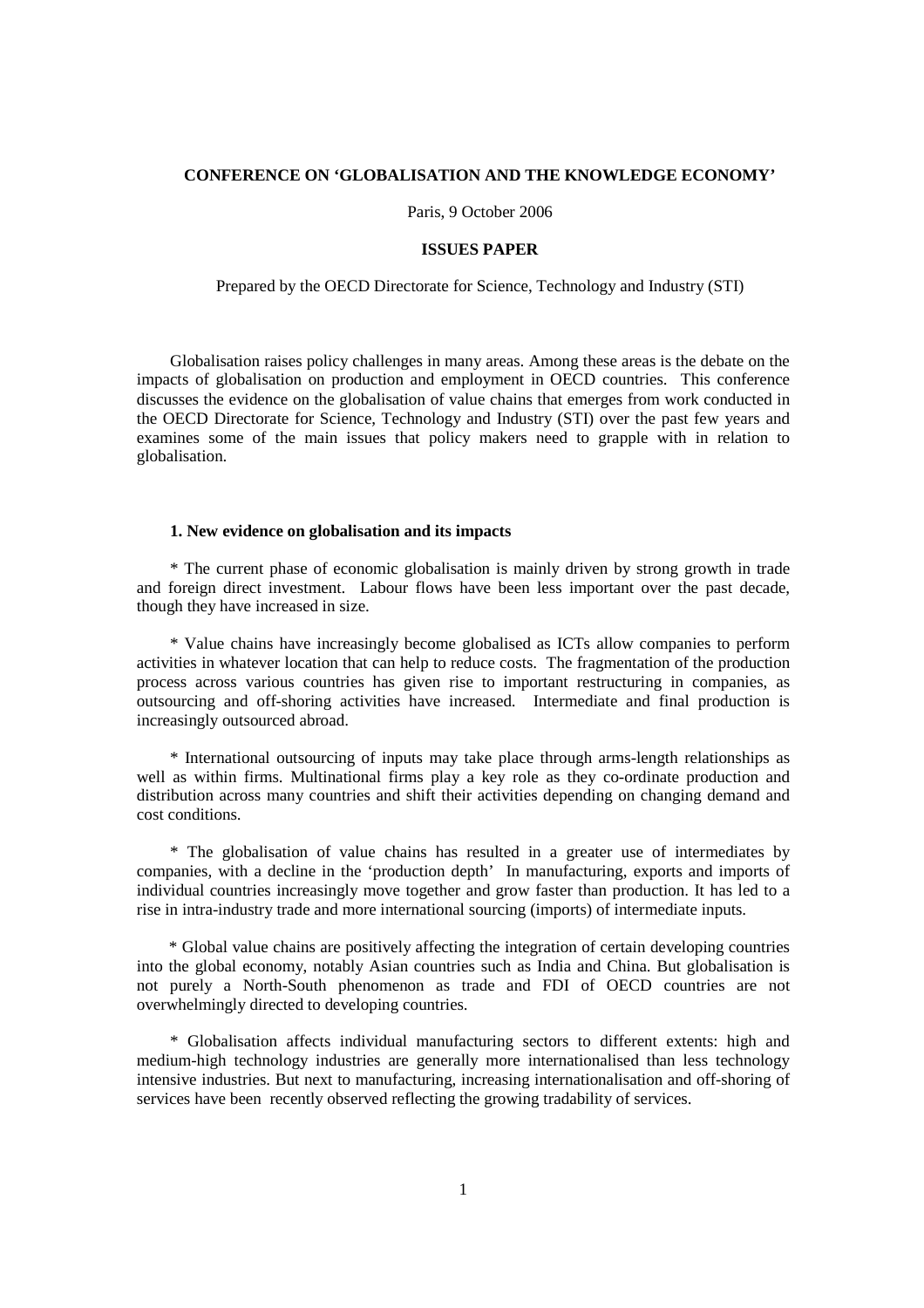**CONFERENCE ON 'GLOBALISATION AND THE KNOWLEDGE ECONOMY'**

Paris, 9 October 2006

**ISSUES PAPER**

Prepared by the OECD Directorate for Science, Technology and Industry (STI)

Globalisation raises policy challenges in many areas. Among these areas is the debate on the impacts of globalisation on production and employment in OECD countries. This conference discusses the evidence on the globalisation of value chains that emerges from work conducted in the OECD Directorate for Science, Technology and Industry (STI) over the past few years and examines some of the main issues that policy makers need to grapple with in relation to globalisation.

## 1. New evidence on globalisation and its impacts

* The current phase of economic globalisation is mainly driven by strong growth in trade and foreign direct investment. Labour flows have been less important over the past decade, though they have increased in size.

* Value chains have increasingly become globalised as ICTs allow companies to perform activities in whatever location that can help to reduce costs. The fragmentation of the production process across various countries has given rise to important restructuring in companies, as outsourcing and off-shoring activities have increased. Intermediate and final production is increasingly outsourced abroad.

* International outsourcing of inputs may take place through arms-length relationships as well as within firms. Multinational firms play a key role as they co-ordinate production and distribution across many countries and shift their activities depending on changing demand and cost conditions.

* The globalisation of value chains has resulted in a greater use of intermediates by companies, with a decline in the 'production depth' In manufacturing, exports and imports of individual countries increasingly move together and grow faster than production. It has led to a rise in intra-industry trade and more international sourcing (imports) of intermediate inputs.

* Global value chains are positively affecting the integration of certain developing countries into the global economy, notably Asian countries such as India and China. But globalisation is not purely a North-South phenomenon as trade and FDI of OECD countries are not overwhelmingly directed to developing countries.

* Globalisation affects individual manufacturing sectors to different extents: high and medium-high technology industries are generally more internationalised than less technology intensive industries. But next to manufacturing, increasing internationalisation and off-shoring of services have been recently observed reflecting the growing tradability of services.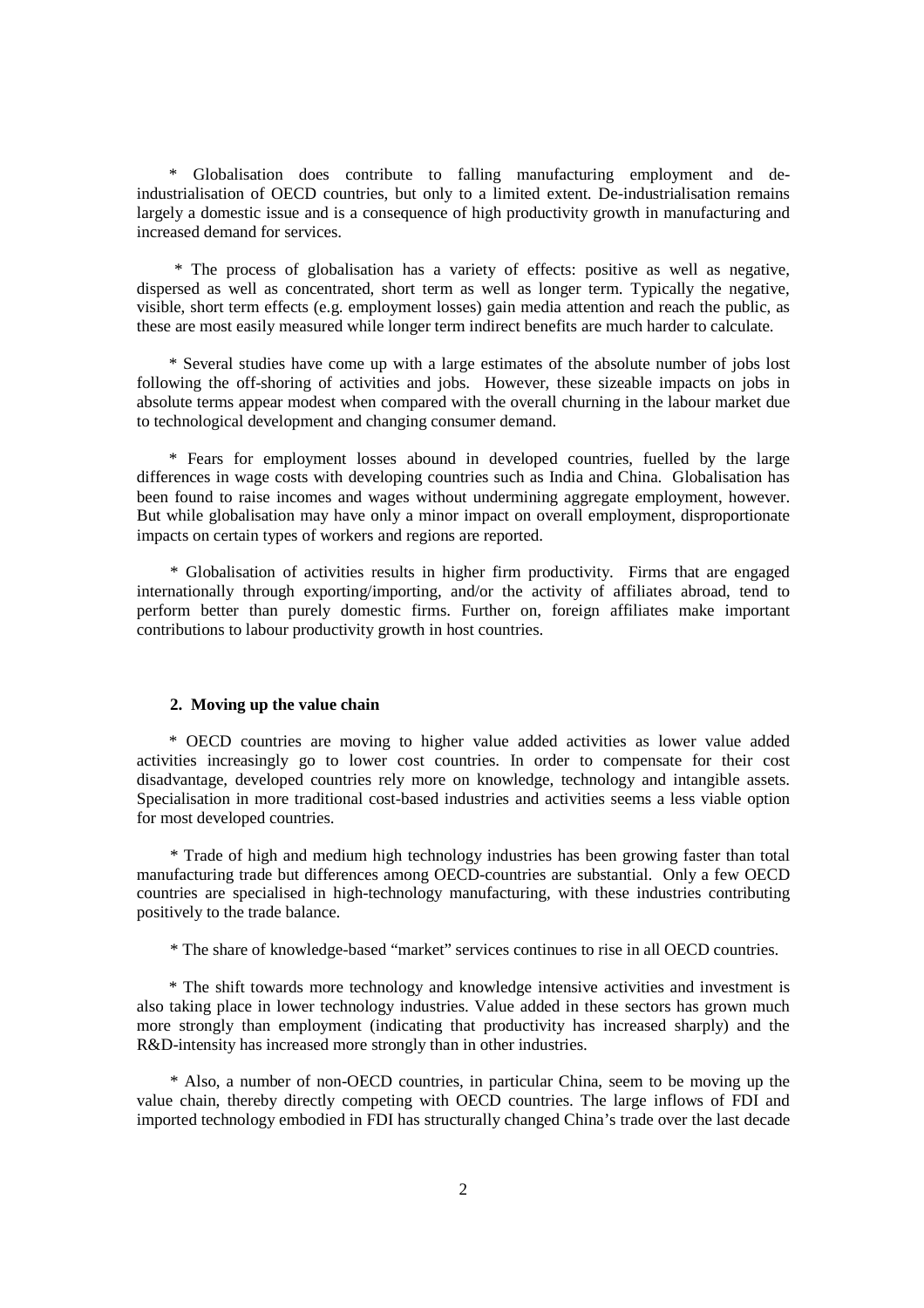\* Globalisation does contribute to falling manufacturing employment and de-industrialisation of OECD countries, but only to a limited extent. De-industrialisation remains largely a domestic issue and is a consequence of high productivity growth in manufacturing and increased demand for services.

\* The process of globalisation has a variety of effects: positive as well as negative, dispersed as well as concentrated, short term as well as longer term. Typically the negative, visible, short term effects (e.g. employment losses) gain media attention and reach the public, as these are most easily measured while longer term indirect benefits are much harder to calculate.

\* Several studies have come up with a large estimates of the absolute number of jobs lost following the off-shoring of activities and jobs. However, these sizeable impacts on jobs in absolute terms appear modest when compared with the overall churning in the labour market due to technological development and changing consumer demand.

\* Fears for employment losses abound in developed countries, fuelled by the large differences in wage costs with developing countries such as India and China. Globalisation has been found to raise incomes and wages without undermining aggregate employment, however. But while globalisation may have only a minor impact on overall employment, disproportionate impacts on certain types of workers and regions are reported.

\* Globalisation of activities results in higher firm productivity. Firms that are engaged internationally through exporting/importing, and/or the activity of affiliates abroad, tend to perform better than purely domestic firms. Further on, foreign affiliates make important contributions to labour productivity growth in host countries.

## 2. Moving up the value chain

\* OECD countries are moving to higher value added activities as lower value added activities increasingly go to lower cost countries. In order to compensate for their cost disadvantage, developed countries rely more on knowledge, technology and intangible assets. Specialisation in more traditional cost-based industries and activities seems a less viable option for most developed countries.

\* Trade of high and medium high technology industries has been growing faster than total manufacturing trade but differences among OECD-countries are substantial. Only a few OECD countries are specialised in high-technology manufacturing, with these industries contributing positively to the trade balance.

\* The share of knowledge-based "market" services continues to rise in all OECD countries.

\* The shift towards more technology and knowledge intensive activities and investment is also taking place in lower technology industries. Value added in these sectors has grown much more strongly than employment (indicating that productivity has increased sharply) and the R&D-intensity has increased more strongly than in other industries.

\* Also, a number of non-OECD countries, in particular China, seem to be moving up the value chain, thereby directly competing with OECD countries. The large inflows of FDI and imported technology embodied in FDI has structurally changed China's trade over the last decade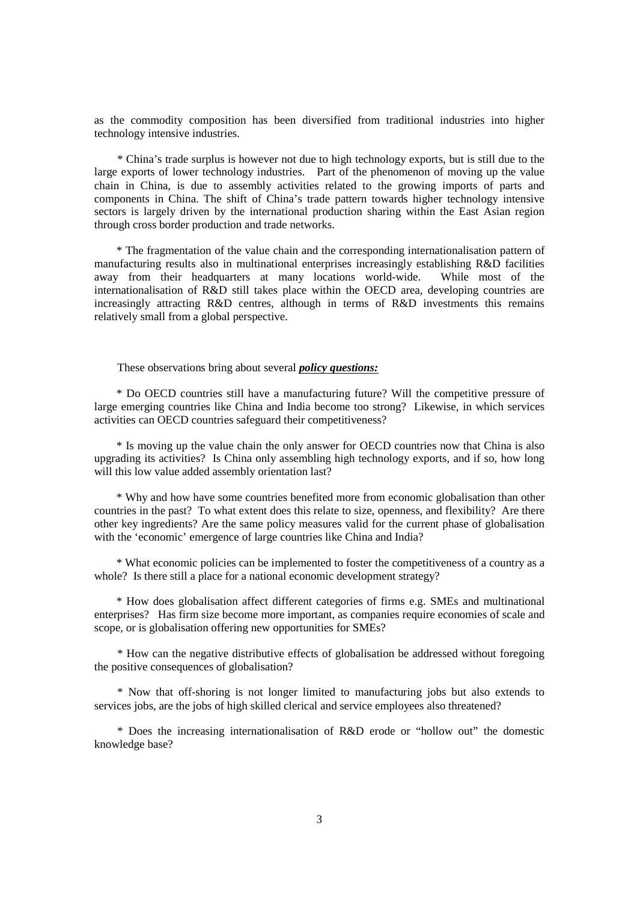as the commodity composition has been diversified from traditional industries into higher technology intensive industries.

* China's trade surplus is however not due to high technology exports, but is still due to the large exports of lower technology industries. Part of the phenomenon of moving up the value chain in China, is due to assembly activities related to the growing imports of parts and components in China. The shift of China's trade pattern towards higher technology intensive sectors is largely driven by the international production sharing within the East Asian region through cross border production and trade networks.

* The fragmentation of the value chain and the corresponding internationalisation pattern of manufacturing results also in multinational enterprises increasingly establishing R&D facilities away from their headquarters at many locations world-wide. While most of the internationalisation of R&D still takes place within the OECD area, developing countries are increasingly attracting R&D centres, although in terms of R&D investments this remains relatively small from a global perspective.

These observations bring about several ***policy questions:***

* Do OECD countries still have a manufacturing future? Will the competitive pressure of large emerging countries like China and India become too strong? Likewise, in which services activities can OECD countries safeguard their competitiveness?

* Is moving up the value chain the only answer for OECD countries now that China is also upgrading its activities? Is China only assembling high technology exports, and if so, how long will this low value added assembly orientation last?

* Why and how have some countries benefited more from economic globalisation than other countries in the past? To what extent does this relate to size, openness, and flexibility? Are there other key ingredients? Are the same policy measures valid for the current phase of globalisation with the 'economic' emergence of large countries like China and India?

* What economic policies can be implemented to foster the competitiveness of a country as a whole? Is there still a place for a national economic development strategy?

* How does globalisation affect different categories of firms e.g. SMEs and multinational enterprises? Has firm size become more important, as companies require economies of scale and scope, or is globalisation offering new opportunities for SMEs?

* How can the negative distributive effects of globalisation be addressed without foregoing the positive consequences of globalisation?

* Now that off-shoring is not longer limited to manufacturing jobs but also extends to services jobs, are the jobs of high skilled clerical and service employees also threatened?

* Does the increasing internationalisation of R&D erode or "hollow out" the domestic knowledge base?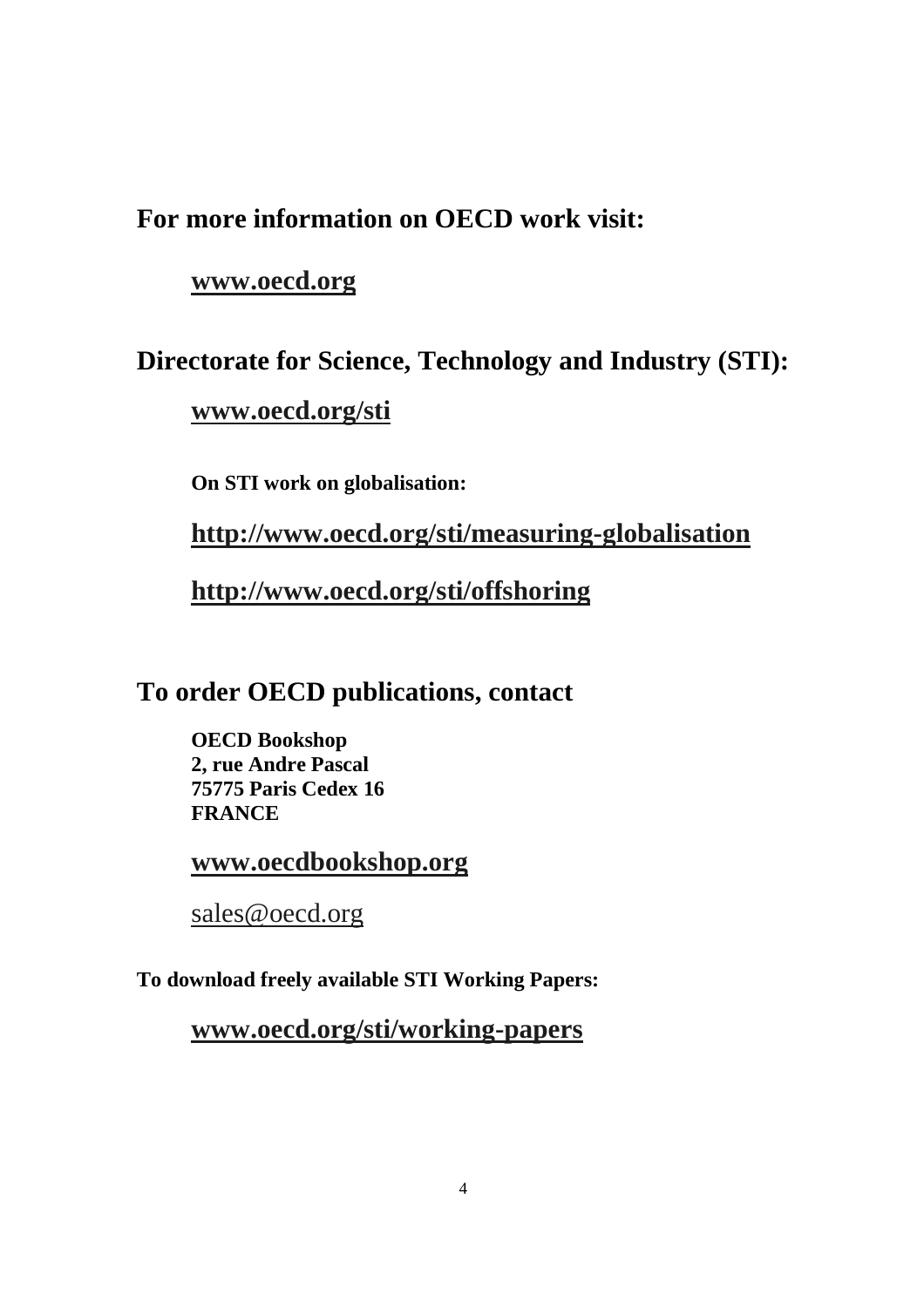## For more information on OECD work visit:

**[www.oecd.org](http://www.oecd.org)**

## Directorate for Science, Technology and Industry (STI):

**[www.oecd.org/sti](http://www.oecd.org/sti)**

**On STI work on globalisation:**

**[http://www.oecd.org/sti/measuring-globalisation](http://www.oecd.org/sti/measuring-globalisation)**

**[http://www.oecd.org/sti/offshoring](http://www.oecd.org/sti/offshoring)**

## To order OECD publications, contact

**OECD Bookshop**
**2, rue Andre Pascal**
**75775 Paris Cedex 16**
**FRANCE**

**[www.oecdbookshop.org](http://www.oecdbookshop.org)**

[sales@oecd.org](mailto:sales@oecd.org)

**To download freely available STI Working Papers:**

**[www.oecd.org/sti/working-papers](http://www.oecd.org/sti/working-papers)**